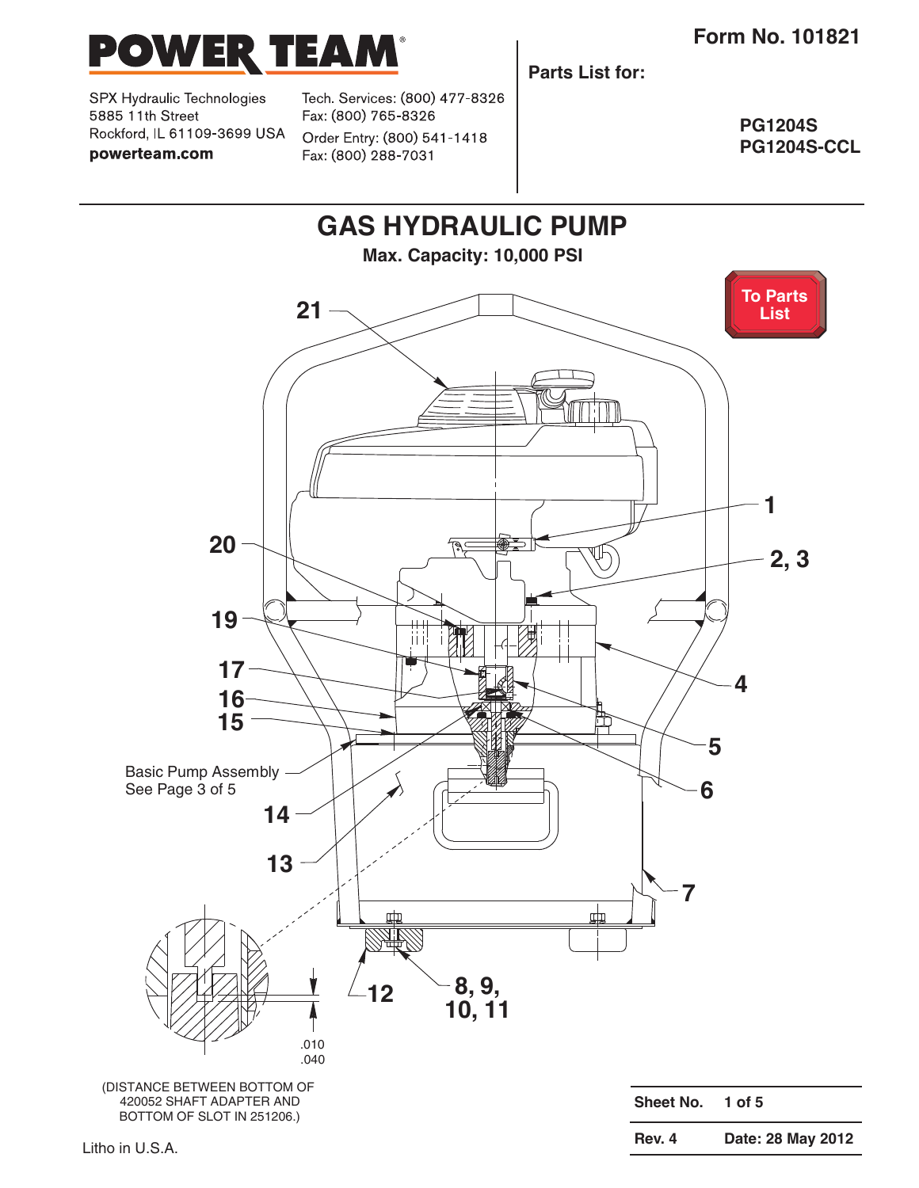# POWER TEAM

SPX Hydraulic Technologies
5885 11th Street
Rockford, IL 61109-3699 USA
**powerteam.com**

Tech. Services: (800) 477-8326
Fax: (800) 765-8326
Order Entry: (800) 541-1418
Fax: (800) 288-7031

**Form No. 101821**

**Parts List for:**

**PG1204S**
**PG1204S-CCL**

## GAS HYDRAULIC PUMP

**Max. Capacity: 10,000 PSI**

**To Parts List**

21, 1, 20, 2, 3, 19, 4, 17, 16, 15, 5, 6, 14, 13, 7, 12, 8, 9, 10, 11

Basic Pump Assembly
See Page 3 of 5

.010
.040

(DISTANCE BETWEEN BOTTOM OF 420052 SHAFT ADAPTER AND BOTTOM OF SLOT IN 251206.)

| Sheet No. | 1 of 5 |
|---|---|
| Rev. 4 | Date: 28 May 2012 |

Litho in U.S.A.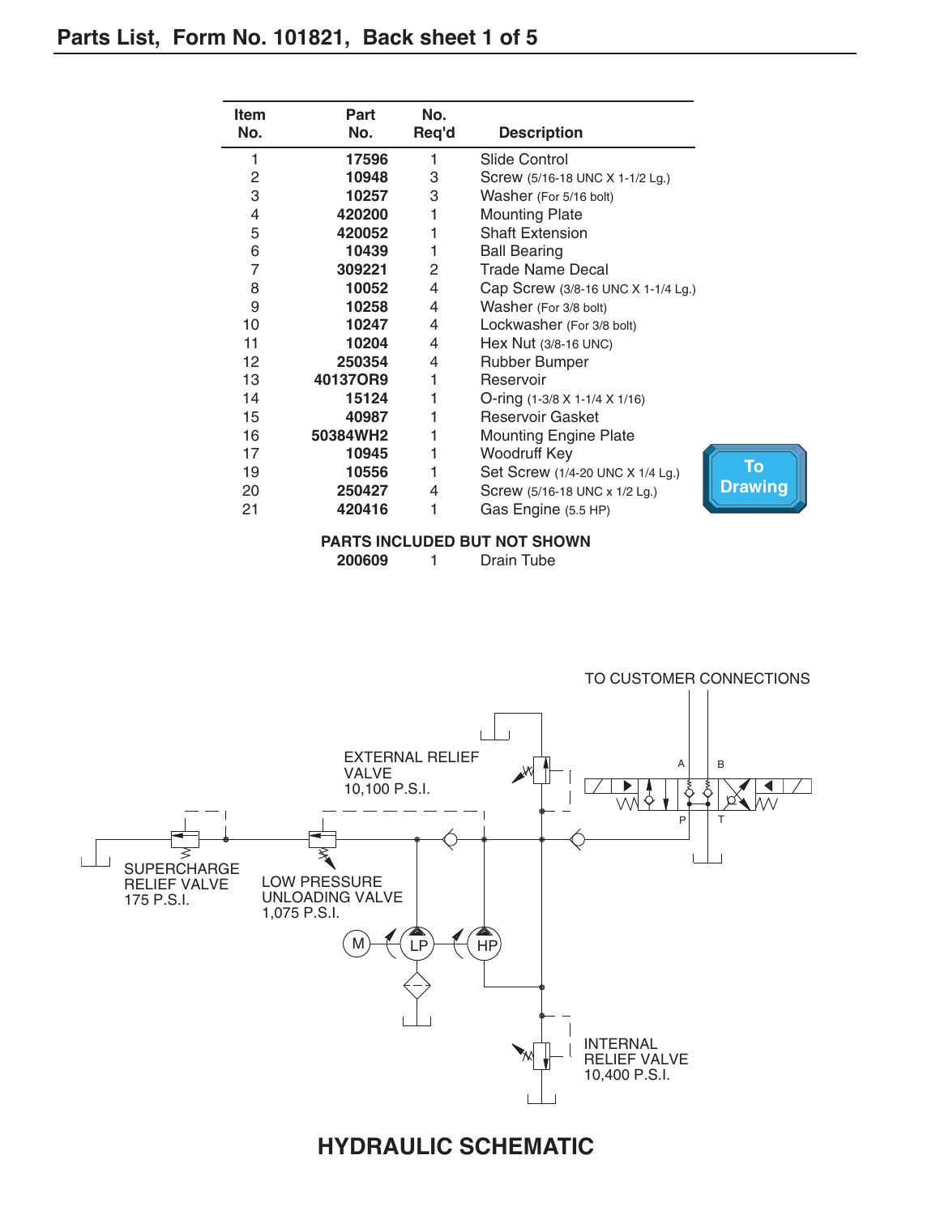## Parts List, Form No. 101821, Back sheet 1 of 5

| Item No. | Part No. | No. Req'd | Description |
|---|---|---|---|
| 1 | **17596** | 1 | Slide Control |
| 2 | **10948** | 3 | Screw (5/16-18 UNC X 1-1/2 Lg.) |
| 3 | **10257** | 3 | Washer (For 5/16 bolt) |
| 4 | **420200** | 1 | Mounting Plate |
| 5 | **420052** | 1 | Shaft Extension |
| 6 | **10439** | 1 | Ball Bearing |
| 7 | **309221** | 2 | Trade Name Decal |
| 8 | **10052** | 4 | Cap Screw (3/8-16 UNC X 1-1/4 Lg.) |
| 9 | **10258** | 4 | Washer (For 3/8 bolt) |
| 10 | **10247** | 4 | Lockwasher (For 3/8 bolt) |
| 11 | **10204** | 4 | Hex Nut (3/8-16 UNC) |
| 12 | **250354** | 4 | Rubber Bumper |
| 13 | **40137OR9** | 1 | Reservoir |
| 14 | **15124** | 1 | O-ring (1-3/8 X 1-1/4 X 1/16) |
| 15 | **40987** | 1 | Reservoir Gasket |
| 16 | **50384WH2** | 1 | Mounting Engine Plate |
| 17 | **10945** | 1 | Woodruff Key |
| 19 | **10556** | 1 | Set Screw (1/4-20 UNC X 1/4 Lg.) |
| 20 | **250427** | 4 | Screw (5/16-18 UNC x 1/2 Lg.) |
| 21 | **420416** | 1 | Gas Engine (5.5 HP) |

To Drawing

**PARTS INCLUDED BUT NOT SHOWN**

| Part No. | No. Req'd | Description |
|---|---|---|
| **200609** | 1 | Drain Tube |

TO CUSTOMER CONNECTIONS

A B P T

EXTERNAL RELIEF VALVE 10,100 P.S.I.

SUPERCHARGE RELIEF VALVE 175 P.S.I.

LOW PRESSURE UNLOADING VALVE 1,075 P.S.I.

M LP HP

INTERNAL RELIEF VALVE 10,400 P.S.I.

## HYDRAULIC SCHEMATIC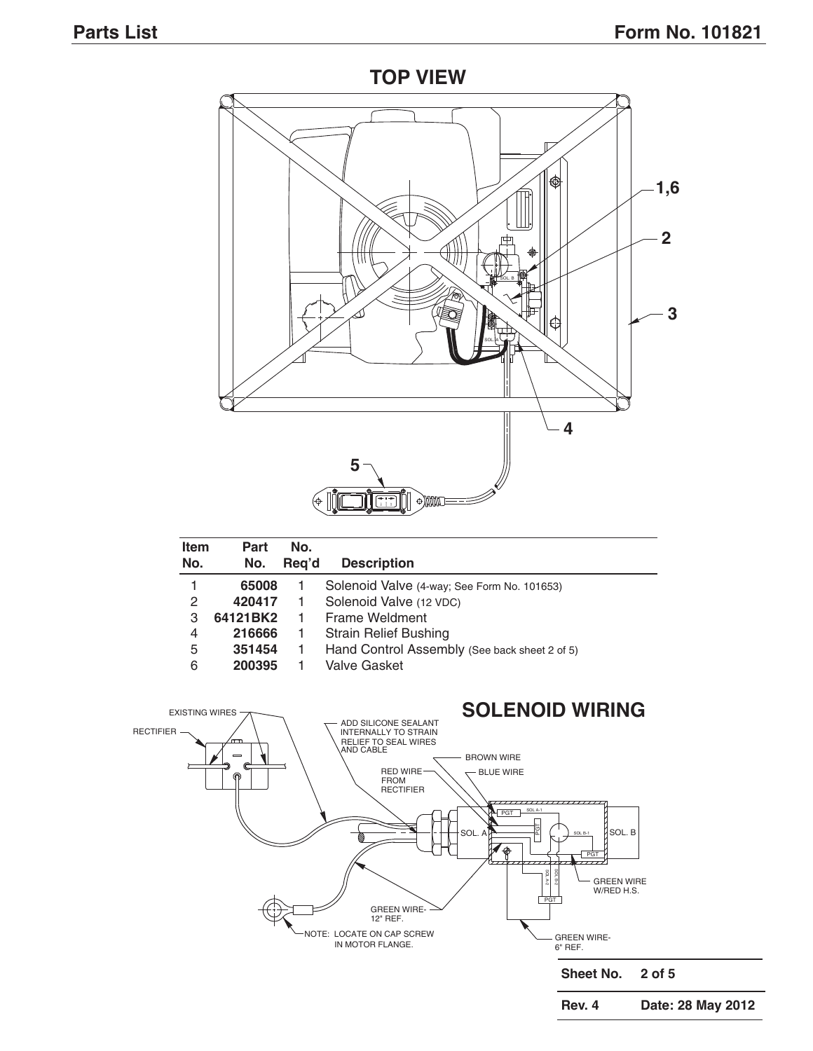## TOP VIEW

| Item No. | Part No. | No. Req'd | Description |
|---|---|---|---|
| 1 | **65008** | 1 | Solenoid Valve (4-way; See Form No. 101653) |
| 2 | **420417** | 1 | Solenoid Valve (12 VDC) |
| 3 | **64121BK2** | 1 | Frame Weldment |
| 4 | **216666** | 1 | Strain Relief Bushing |
| 5 | **351454** | 1 | Hand Control Assembly (See back sheet 2 of 5) |
| 6 | **200395** | 1 | Valve Gasket |

## SOLENOID WIRING

EXISTING WIRES

RECTIFIER

ADD SILICONE SEALANT INTERNALLY TO STRAIN RELIEF TO SEAL WIRES AND CABLE

BROWN WIRE

RED WIRE FROM RECTIFIER

BLUE WIRE

GREEN WIRE W/RED H.S.

GREEN WIRE- 12" REF.

NOTE: LOCATE ON CAP SCREW IN MOTOR FLANGE.

GREEN WIRE- 6" REF.

**Sheet No.** 2 of 5

**Rev. 4** **Date: 28 May 2012**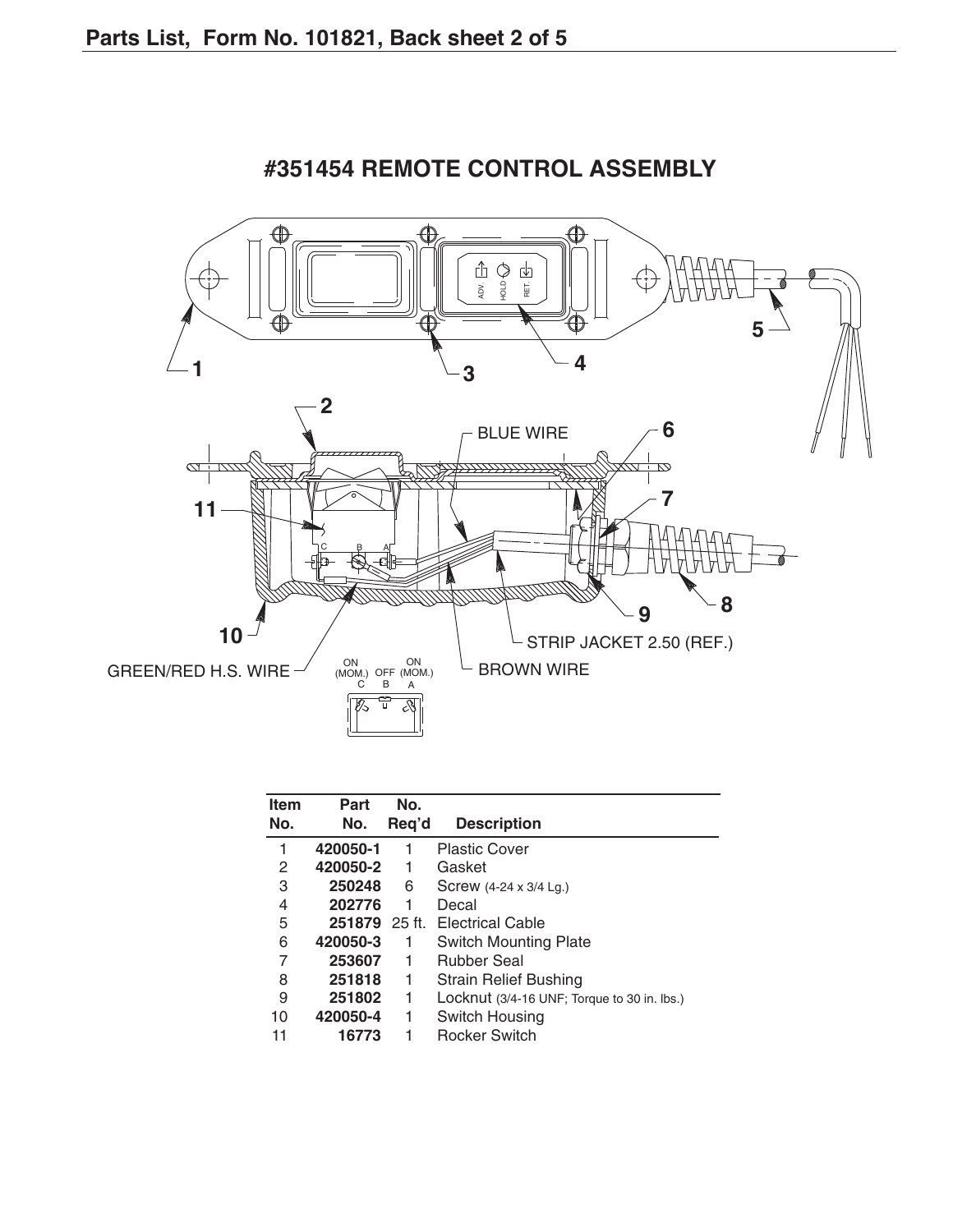## #351454 REMOTE CONTROL ASSEMBLY

| Item No. | Part No. | No. Req'd | Description |
|---|---|---|---|
| 1 | **420050-1** | 1 | Plastic Cover |
| 2 | **420050-2** | 1 | Gasket |
| 3 | **250248** | 6 | Screw (4-24 x 3/4 Lg.) |
| 4 | **202776** | 1 | Decal |
| 5 | **251879** | 25 ft. | Electrical Cable |
| 6 | **420050-3** | 1 | Switch Mounting Plate |
| 7 | **253607** | 1 | Rubber Seal |
| 8 | **251818** | 1 | Strain Relief Bushing |
| 9 | **251802** | 1 | Locknut (3/4-16 UNF; Torque to 30 in. lbs.) |
| 10 | **420050-4** | 1 | Switch Housing |
| 11 | **16773** | 1 | Rocker Switch |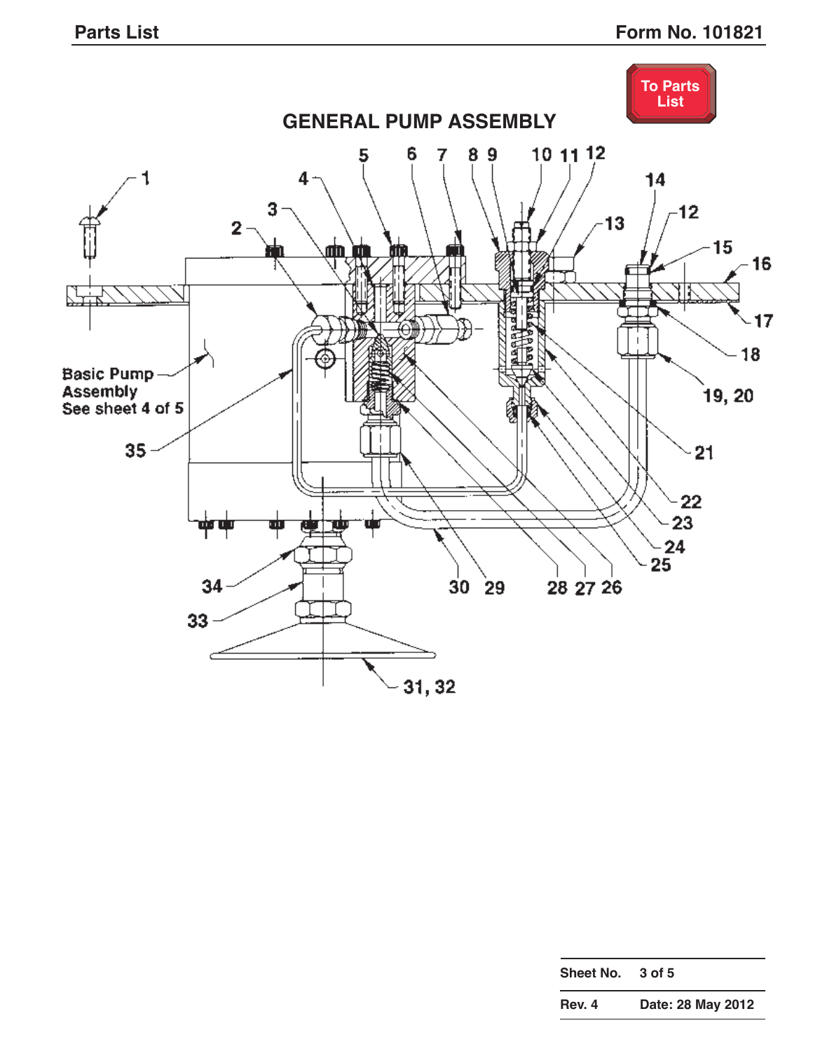To Parts List

## GENERAL PUMP ASSEMBLY

Basic Pump Assembly See sheet 4 of 5

1, 2, 3, 4, 5, 6, 7, 8, 9, 10, 11, 12, 13, 14, 15, 16, 17, 18, 19, 20, 21, 22, 23, 24, 25, 26, 27, 28, 29, 30, 31, 32, 33, 34, 35

| Sheet No. | 3 of 5 |
|---|---|
| Rev. 4 | Date: 28 May 2012 |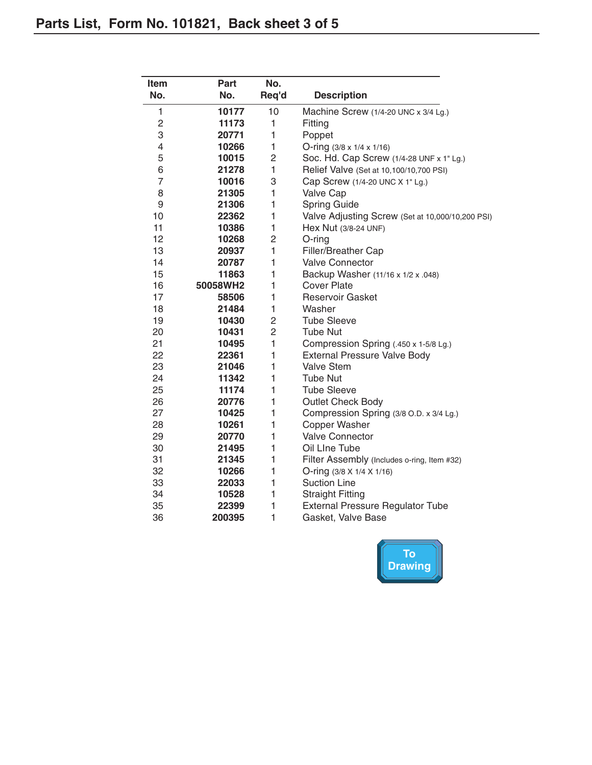## Parts List, Form No. 101821, Back sheet 3 of 5

| Item No. | Part No. | No. Req'd | Description |
|---|---|---|---|
| 1 | **10177** | 10 | Machine Screw (1/4-20 UNC x 3/4 Lg.) |
| 2 | **11173** | 1 | Fitting |
| 3 | **20771** | 1 | Poppet |
| 4 | **10266** | 1 | O-ring (3/8 x 1/4 x 1/16) |
| 5 | **10015** | 2 | Soc. Hd. Cap Screw (1/4-28 UNF x 1" Lg.) |
| 6 | **21278** | 1 | Relief Valve (Set at 10,100/10,700 PSI) |
| 7 | **10016** | 3 | Cap Screw (1/4-20 UNC X 1" Lg.) |
| 8 | **21305** | 1 | Valve Cap |
| 9 | **21306** | 1 | Spring Guide |
| 10 | **22362** | 1 | Valve Adjusting Screw (Set at 10,000/10,200 PSI) |
| 11 | **10386** | 1 | Hex Nut (3/8-24 UNF) |
| 12 | **10268** | 2 | O-ring |
| 13 | **20937** | 1 | Filler/Breather Cap |
| 14 | **20787** | 1 | Valve Connector |
| 15 | **11863** | 1 | Backup Washer (11/16 x 1/2 x .048) |
| 16 | **50058WH2** | 1 | Cover Plate |
| 17 | **58506** | 1 | Reservoir Gasket |
| 18 | **21484** | 1 | Washer |
| 19 | **10430** | 2 | Tube Sleeve |
| 20 | **10431** | 2 | Tube Nut |
| 21 | **10495** | 1 | Compression Spring (.450 x 1-5/8 Lg.) |
| 22 | **22361** | 1 | External Pressure Valve Body |
| 23 | **21046** | 1 | Valve Stem |
| 24 | **11342** | 1 | Tube Nut |
| 25 | **11174** | 1 | Tube Sleeve |
| 26 | **20776** | 1 | Outlet Check Body |
| 27 | **10425** | 1 | Compression Spring (3/8 O.D. x 3/4 Lg.) |
| 28 | **10261** | 1 | Copper Washer |
| 29 | **20770** | 1 | Valve Connector |
| 30 | **21495** | 1 | Oil LIne Tube |
| 31 | **21345** | 1 | Filter Assembly (Includes o-ring, Item #32) |
| 32 | **10266** | 1 | O-ring (3/8 X 1/4 X 1/16) |
| 33 | **22033** | 1 | Suction Line |
| 34 | **10528** | 1 | Straight Fitting |
| 35 | **22399** | 1 | External Pressure Regulator Tube |
| 36 | **200395** | 1 | Gasket, Valve Base |

To Drawing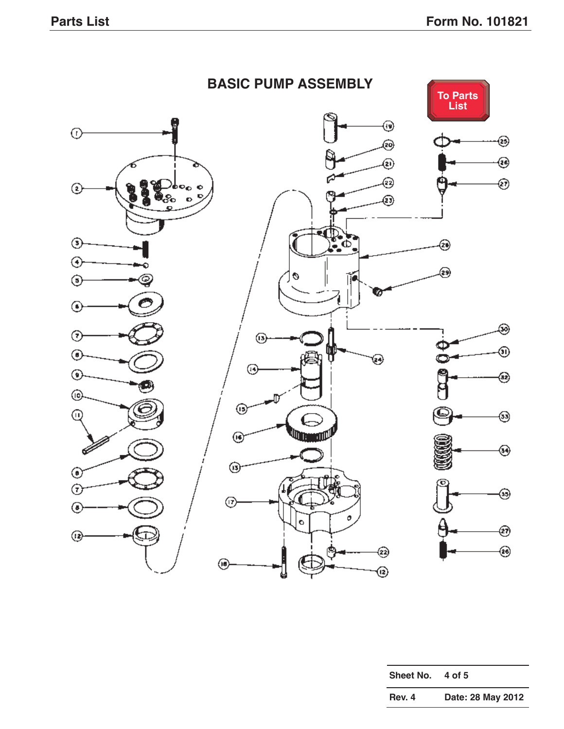# BASIC PUMP ASSEMBLY

To Parts List

1
2
3
4
5
6
7
8
9
10
11
8
7
8
12
13
14
15
16
13
17
18
19
20
21
22
23
24
25
26
27
28
29
30
31
32
33
34
35
27
26
22
12

| Sheet No. | 4 of 5 |
|---|---|
| Rev. 4 | Date: 28 May 2012 |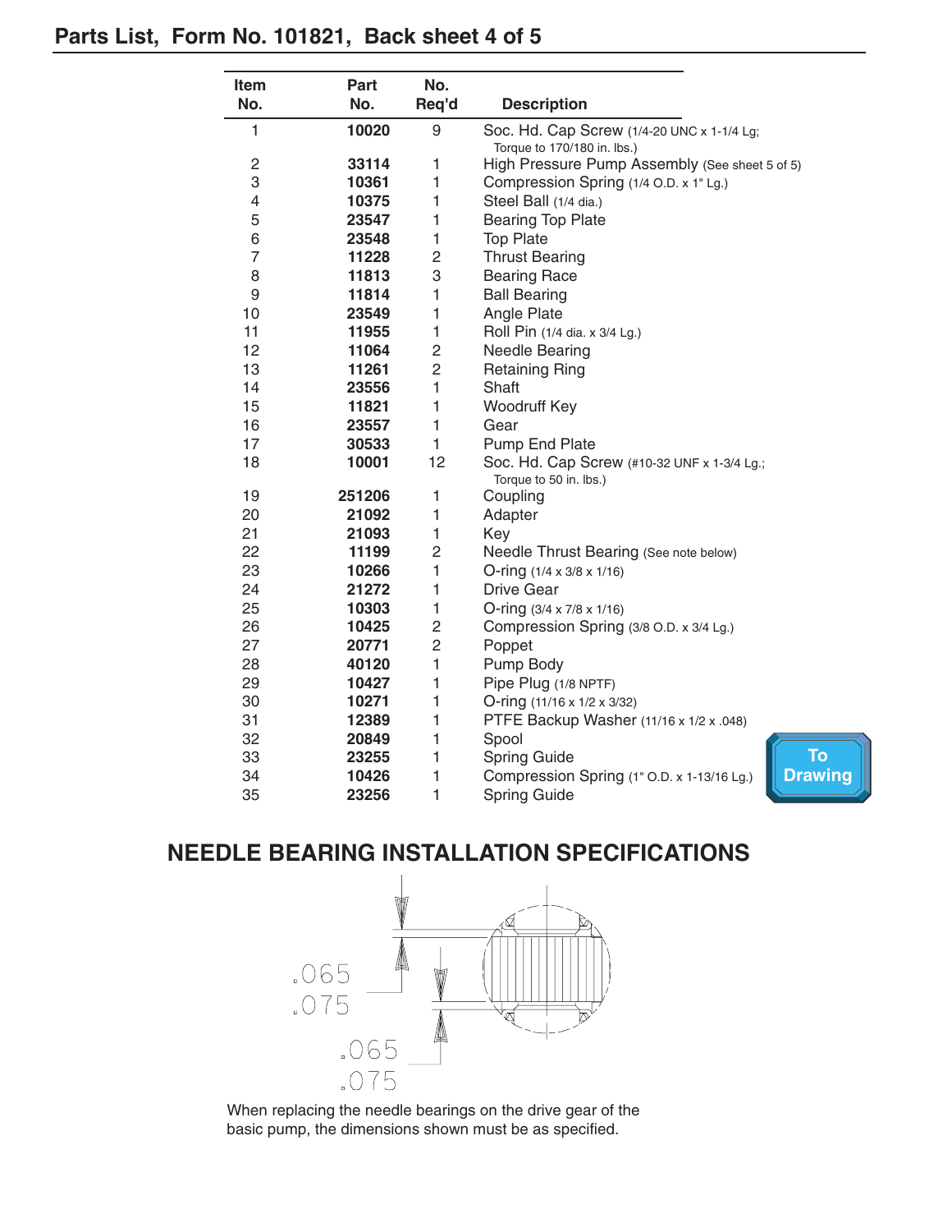## Parts List, Form No. 101821, Back sheet 4 of 5

| Item No. | Part No. | No. Req'd | Description |
|---|---|---|---|
| 1 | **10020** | 9 | Soc. Hd. Cap Screw (1/4-20 UNC x 1-1/4 Lg; Torque to 170/180 in. lbs.) |
| 2 | **33114** | 1 | High Pressure Pump Assembly (See sheet 5 of 5) |
| 3 | **10361** | 1 | Compression Spring (1/4 O.D. x 1" Lg.) |
| 4 | **10375** | 1 | Steel Ball (1/4 dia.) |
| 5 | **23547** | 1 | Bearing Top Plate |
| 6 | **23548** | 1 | Top Plate |
| 7 | **11228** | 2 | Thrust Bearing |
| 8 | **11813** | 3 | Bearing Race |
| 9 | **11814** | 1 | Ball Bearing |
| 10 | **23549** | 1 | Angle Plate |
| 11 | **11955** | 1 | Roll Pin (1/4 dia. x 3/4 Lg.) |
| 12 | **11064** | 2 | Needle Bearing |
| 13 | **11261** | 2 | Retaining Ring |
| 14 | **23556** | 1 | Shaft |
| 15 | **11821** | 1 | Woodruff Key |
| 16 | **23557** | 1 | Gear |
| 17 | **30533** | 1 | Pump End Plate |
| 18 | **10001** | 12 | Soc. Hd. Cap Screw (#10-32 UNF x 1-3/4 Lg.; Torque to 50 in. lbs.) |
| 19 | **251206** | 1 | Coupling |
| 20 | **21092** | 1 | Adapter |
| 21 | **21093** | 1 | Key |
| 22 | **11199** | 2 | Needle Thrust Bearing (See note below) |
| 23 | **10266** | 1 | O-ring (1/4 x 3/8 x 1/16) |
| 24 | **21272** | 1 | Drive Gear |
| 25 | **10303** | 1 | O-ring (3/4 x 7/8 x 1/16) |
| 26 | **10425** | 2 | Compression Spring (3/8 O.D. x 3/4 Lg.) |
| 27 | **20771** | 2 | Poppet |
| 28 | **40120** | 1 | Pump Body |
| 29 | **10427** | 1 | Pipe Plug (1/8 NPTF) |
| 30 | **10271** | 1 | O-ring (11/16 x 1/2 x 3/32) |
| 31 | **12389** | 1 | PTFE Backup Washer (11/16 x 1/2 x .048) |
| 32 | **20849** | 1 | Spool |
| 33 | **23255** | 1 | Spring Guide |
| 34 | **10426** | 1 | Compression Spring (1" O.D. x 1-13/16 Lg.) |
| 35 | **23256** | 1 | Spring Guide |

To Drawing

## NEEDLE BEARING INSTALLATION SPECIFICATIONS

.065
.075

.065
.075

When replacing the needle bearings on the drive gear of the basic pump, the dimensions shown must be as specified.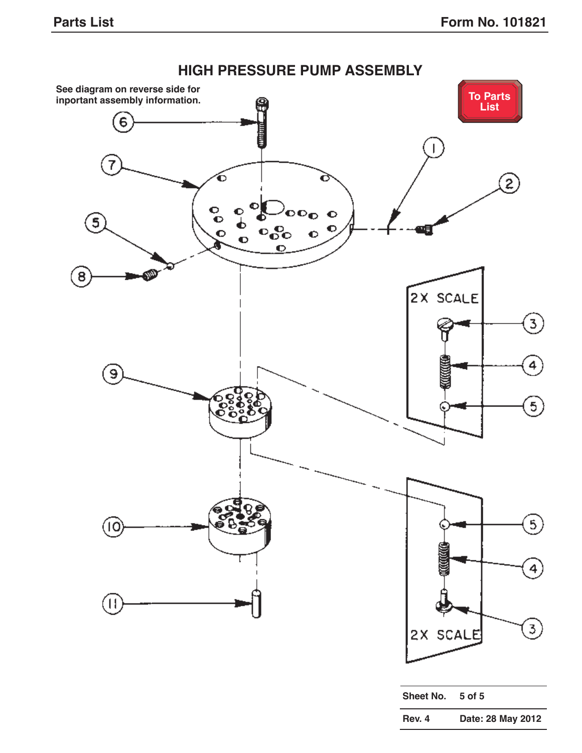# HIGH PRESSURE PUMP ASSEMBLY

See diagram on reverse side for inportant assembly information.

To Parts List

| Sheet No. | 5 of 5 |
|---|---|
| Rev. 4 | Date: 28 May 2012 |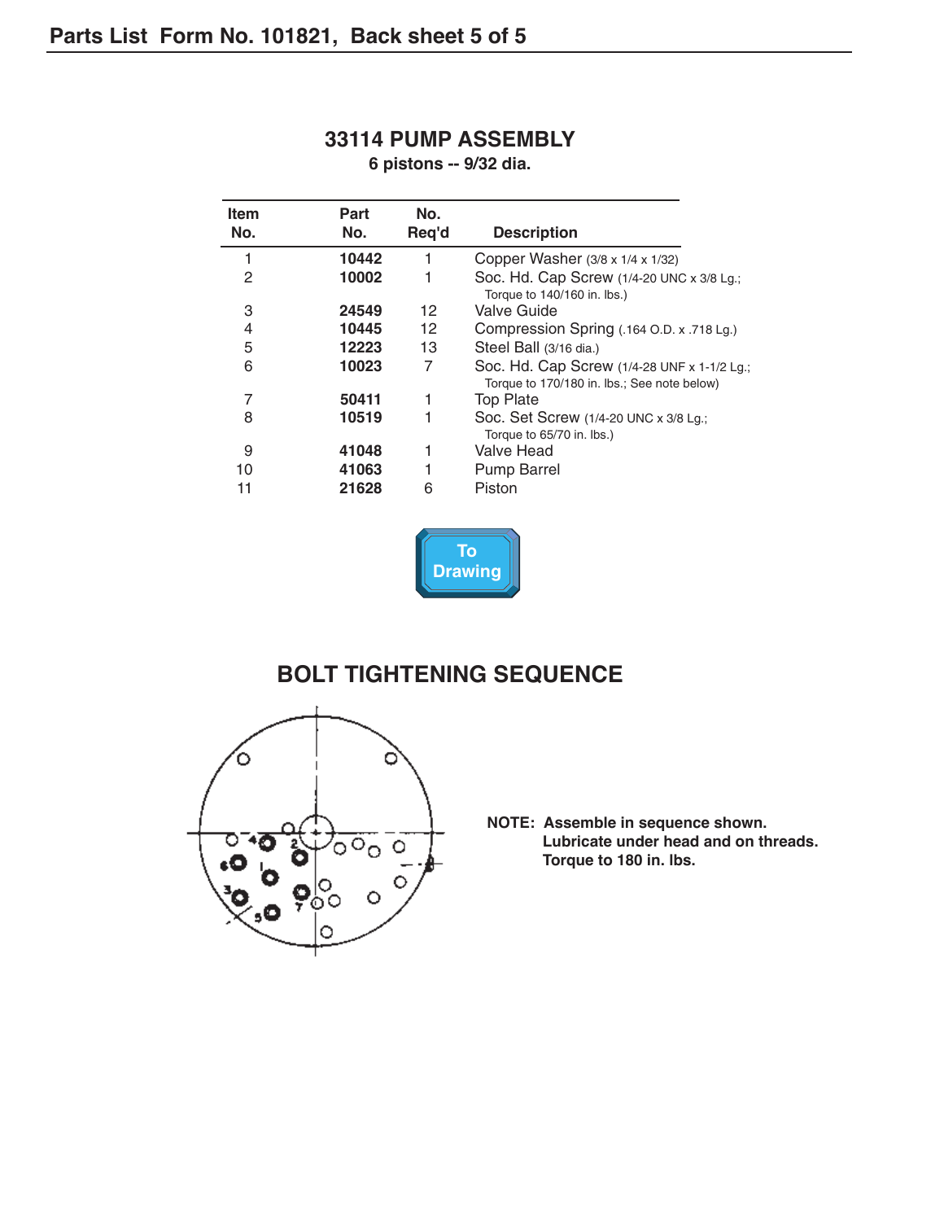# 33114 PUMP ASSEMBLY

**6 pistons -- 9/32 dia.**

| Item No. | Part No. | No. Req'd | Description |
|---|---|---|---|
| 1 | **10442** | 1 | Copper Washer (3/8 x 1/4 x 1/32) |
| 2 | **10002** | 1 | Soc. Hd. Cap Screw (1/4-20 UNC x 3/8 Lg.; Torque to 140/160 in. lbs.) |
| 3 | **24549** | 12 | Valve Guide |
| 4 | **10445** | 12 | Compression Spring (.164 O.D. x .718 Lg.) |
| 5 | **12223** | 13 | Steel Ball (3/16 dia.) |
| 6 | **10023** | 7 | Soc. Hd. Cap Screw (1/4-28 UNF x 1-1/2 Lg.; Torque to 170/180 in. lbs.; See note below) |
| 7 | **50411** | 1 | Top Plate |
| 8 | **10519** | 1 | Soc. Set Screw (1/4-20 UNC x 3/8 Lg.; Torque to 65/70 in. lbs.) |
| 9 | **41048** | 1 | Valve Head |
| 10 | **41063** | 1 | Pump Barrel |
| 11 | **21628** | 6 | Piston |

To Drawing

## BOLT TIGHTENING SEQUENCE

4 2 6 1 3 7 5

**NOTE: Assemble in sequence shown. Lubricate under head and on threads. Torque to 180 in. lbs.**